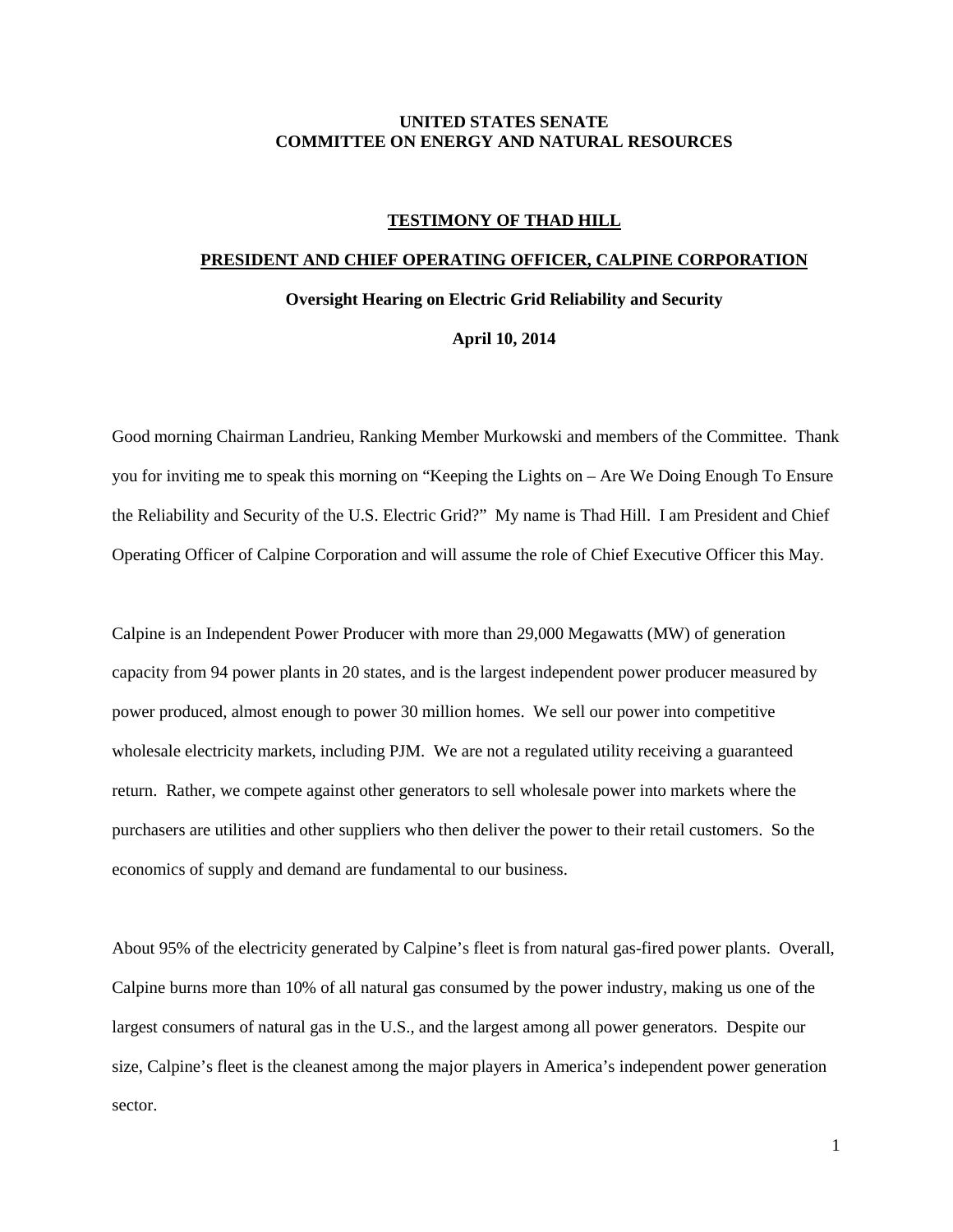**UNITED STATES SENATE**
**COMMITTEE ON ENERGY AND NATURAL RESOURCES**

# TESTIMONY OF THAD HILL

## PRESIDENT AND CHIEF OPERATING OFFICER, CALPINE CORPORATION

### Oversight Hearing on Electric Grid Reliability and Security

**April 10, 2014**

Good morning Chairman Landrieu, Ranking Member Murkowski and members of the Committee. Thank you for inviting me to speak this morning on "Keeping the Lights on – Are We Doing Enough To Ensure the Reliability and Security of the U.S. Electric Grid?" My name is Thad Hill. I am President and Chief Operating Officer of Calpine Corporation and will assume the role of Chief Executive Officer this May.

Calpine is an Independent Power Producer with more than 29,000 Megawatts (MW) of generation capacity from 94 power plants in 20 states, and is the largest independent power producer measured by power produced, almost enough to power 30 million homes. We sell our power into competitive wholesale electricity markets, including PJM. We are not a regulated utility receiving a guaranteed return. Rather, we compete against other generators to sell wholesale power into markets where the purchasers are utilities and other suppliers who then deliver the power to their retail customers. So the economics of supply and demand are fundamental to our business.

About 95% of the electricity generated by Calpine's fleet is from natural gas-fired power plants. Overall, Calpine burns more than 10% of all natural gas consumed by the power industry, making us one of the largest consumers of natural gas in the U.S., and the largest among all power generators. Despite our size, Calpine's fleet is the cleanest among the major players in America's independent power generation sector.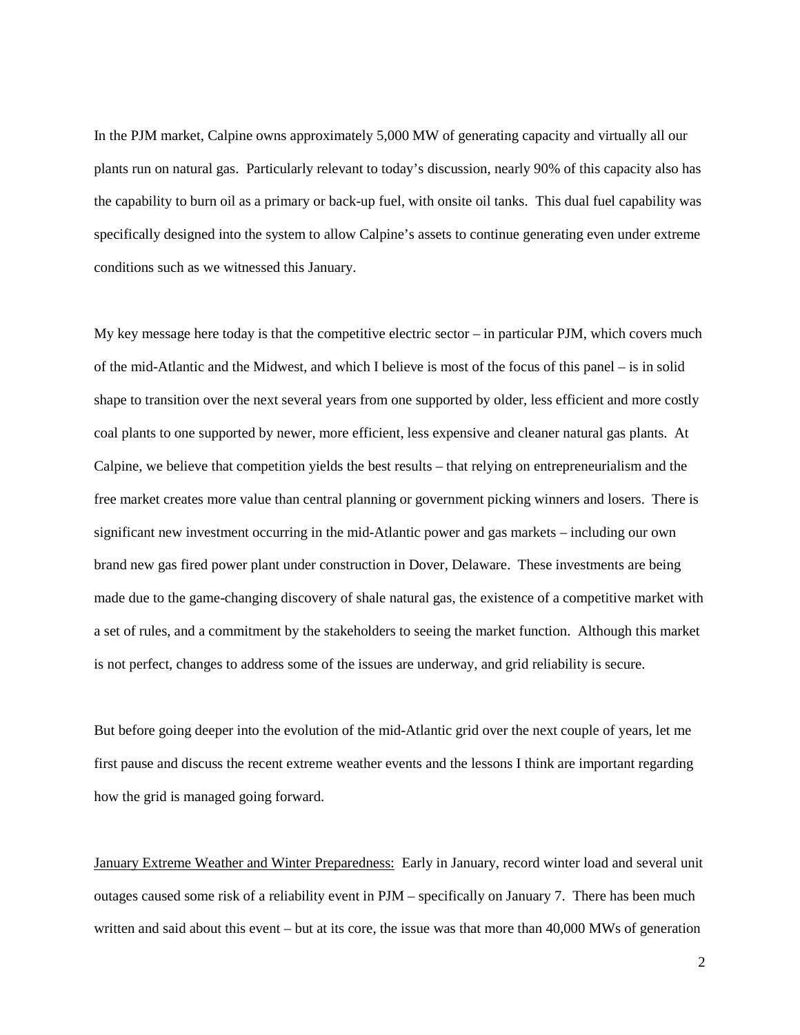In the PJM market, Calpine owns approximately 5,000 MW of generating capacity and virtually all our plants run on natural gas. Particularly relevant to today's discussion, nearly 90% of this capacity also has the capability to burn oil as a primary or back-up fuel, with onsite oil tanks. This dual fuel capability was specifically designed into the system to allow Calpine's assets to continue generating even under extreme conditions such as we witnessed this January.

My key message here today is that the competitive electric sector – in particular PJM, which covers much of the mid-Atlantic and the Midwest, and which I believe is most of the focus of this panel – is in solid shape to transition over the next several years from one supported by older, less efficient and more costly coal plants to one supported by newer, more efficient, less expensive and cleaner natural gas plants. At Calpine, we believe that competition yields the best results – that relying on entrepreneurialism and the free market creates more value than central planning or government picking winners and losers. There is significant new investment occurring in the mid-Atlantic power and gas markets – including our own brand new gas fired power plant under construction in Dover, Delaware. These investments are being made due to the game-changing discovery of shale natural gas, the existence of a competitive market with a set of rules, and a commitment by the stakeholders to seeing the market function. Although this market is not perfect, changes to address some of the issues are underway, and grid reliability is secure.

But before going deeper into the evolution of the mid-Atlantic grid over the next couple of years, let me first pause and discuss the recent extreme weather events and the lessons I think are important regarding how the grid is managed going forward.

<u>January Extreme Weather and Winter Preparedness:</u> Early in January, record winter load and several unit outages caused some risk of a reliability event in PJM – specifically on January 7. There has been much written and said about this event – but at its core, the issue was that more than 40,000 MWs of generation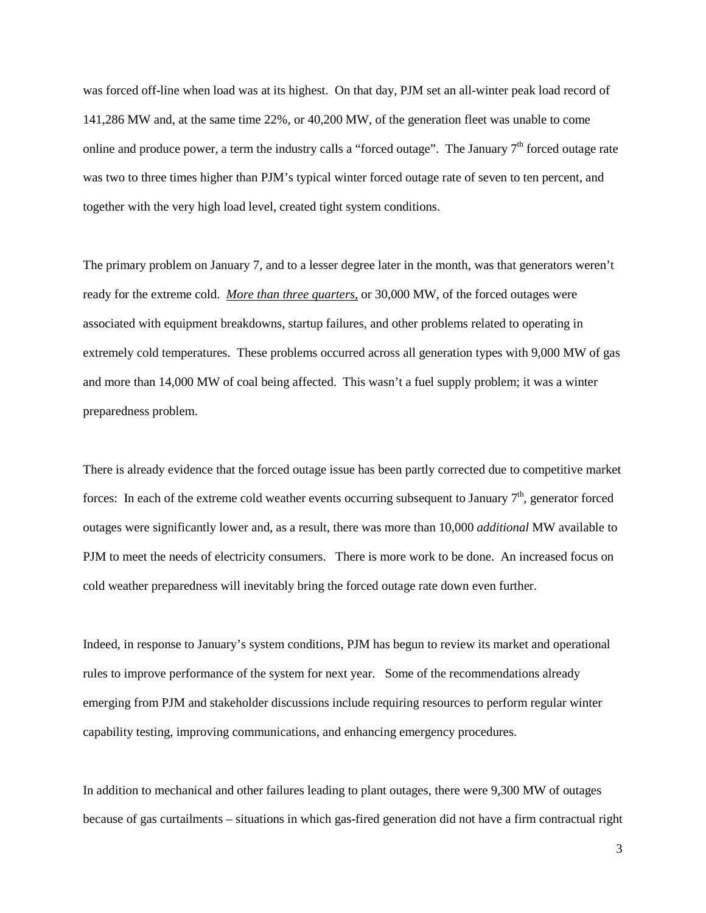was forced off-line when load was at its highest. On that day, PJM set an all-winter peak load record of 141,286 MW and, at the same time 22%, or 40,200 MW, of the generation fleet was unable to come online and produce power, a term the industry calls a "forced outage". The January 7th forced outage rate was two to three times higher than PJM's typical winter forced outage rate of seven to ten percent, and together with the very high load level, created tight system conditions.

The primary problem on January 7, and to a lesser degree later in the month, was that generators weren't ready for the extreme cold. <u>*More than three quarters*</u>, or 30,000 MW, of the forced outages were associated with equipment breakdowns, startup failures, and other problems related to operating in extremely cold temperatures. These problems occurred across all generation types with 9,000 MW of gas and more than 14,000 MW of coal being affected. This wasn't a fuel supply problem; it was a winter preparedness problem.

There is already evidence that the forced outage issue has been partly corrected due to competitive market forces: In each of the extreme cold weather events occurring subsequent to January 7th, generator forced outages were significantly lower and, as a result, there was more than 10,000 *additional* MW available to PJM to meet the needs of electricity consumers. There is more work to be done. An increased focus on cold weather preparedness will inevitably bring the forced outage rate down even further.

Indeed, in response to January's system conditions, PJM has begun to review its market and operational rules to improve performance of the system for next year. Some of the recommendations already emerging from PJM and stakeholder discussions include requiring resources to perform regular winter capability testing, improving communications, and enhancing emergency procedures.

In addition to mechanical and other failures leading to plant outages, there were 9,300 MW of outages because of gas curtailments – situations in which gas-fired generation did not have a firm contractual right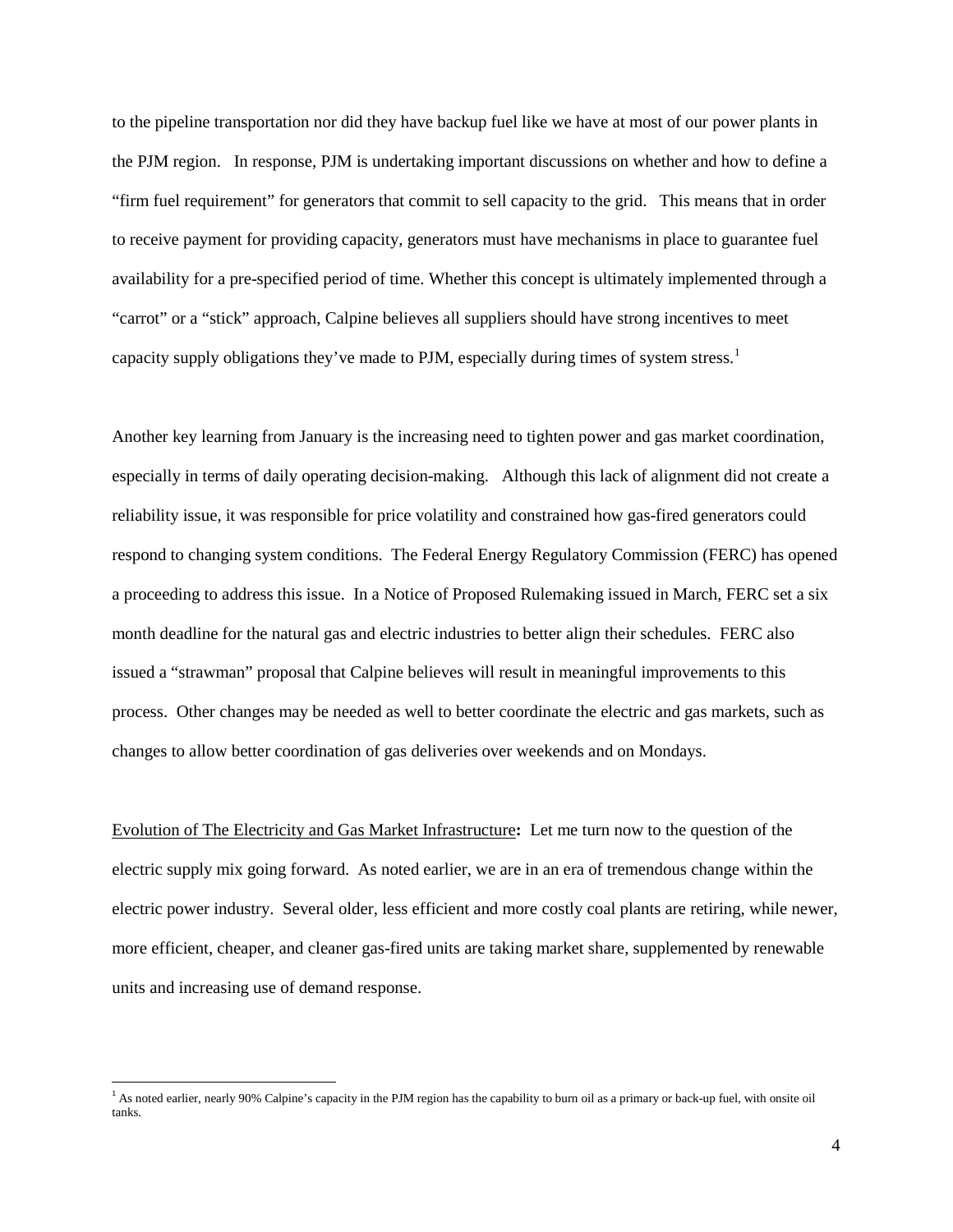to the pipeline transportation nor did they have backup fuel like we have at most of our power plants in the PJM region. In response, PJM is undertaking important discussions on whether and how to define a "firm fuel requirement" for generators that commit to sell capacity to the grid. This means that in order to receive payment for providing capacity, generators must have mechanisms in place to guarantee fuel availability for a pre-specified period of time. Whether this concept is ultimately implemented through a "carrot" or a "stick" approach, Calpine believes all suppliers should have strong incentives to meet capacity supply obligations they've made to PJM, especially during times of system stress.[1]

Another key learning from January is the increasing need to tighten power and gas market coordination, especially in terms of daily operating decision-making. Although this lack of alignment did not create a reliability issue, it was responsible for price volatility and constrained how gas-fired generators could respond to changing system conditions. The Federal Energy Regulatory Commission (FERC) has opened a proceeding to address this issue. In a Notice of Proposed Rulemaking issued in March, FERC set a six month deadline for the natural gas and electric industries to better align their schedules. FERC also issued a "strawman" proposal that Calpine believes will result in meaningful improvements to this process. Other changes may be needed as well to better coordinate the electric and gas markets, such as changes to allow better coordination of gas deliveries over weekends and on Mondays.

<u>Evolution of The Electricity and Gas Market Infrastructure</u>**:** Let me turn now to the question of the electric supply mix going forward. As noted earlier, we are in an era of tremendous change within the electric power industry. Several older, less efficient and more costly coal plants are retiring, while newer, more efficient, cheaper, and cleaner gas-fired units are taking market share, supplemented by renewable units and increasing use of demand response.

---

[1] As noted earlier, nearly 90% Calpine's capacity in the PJM region has the capability to burn oil as a primary or back-up fuel, with onsite oil tanks.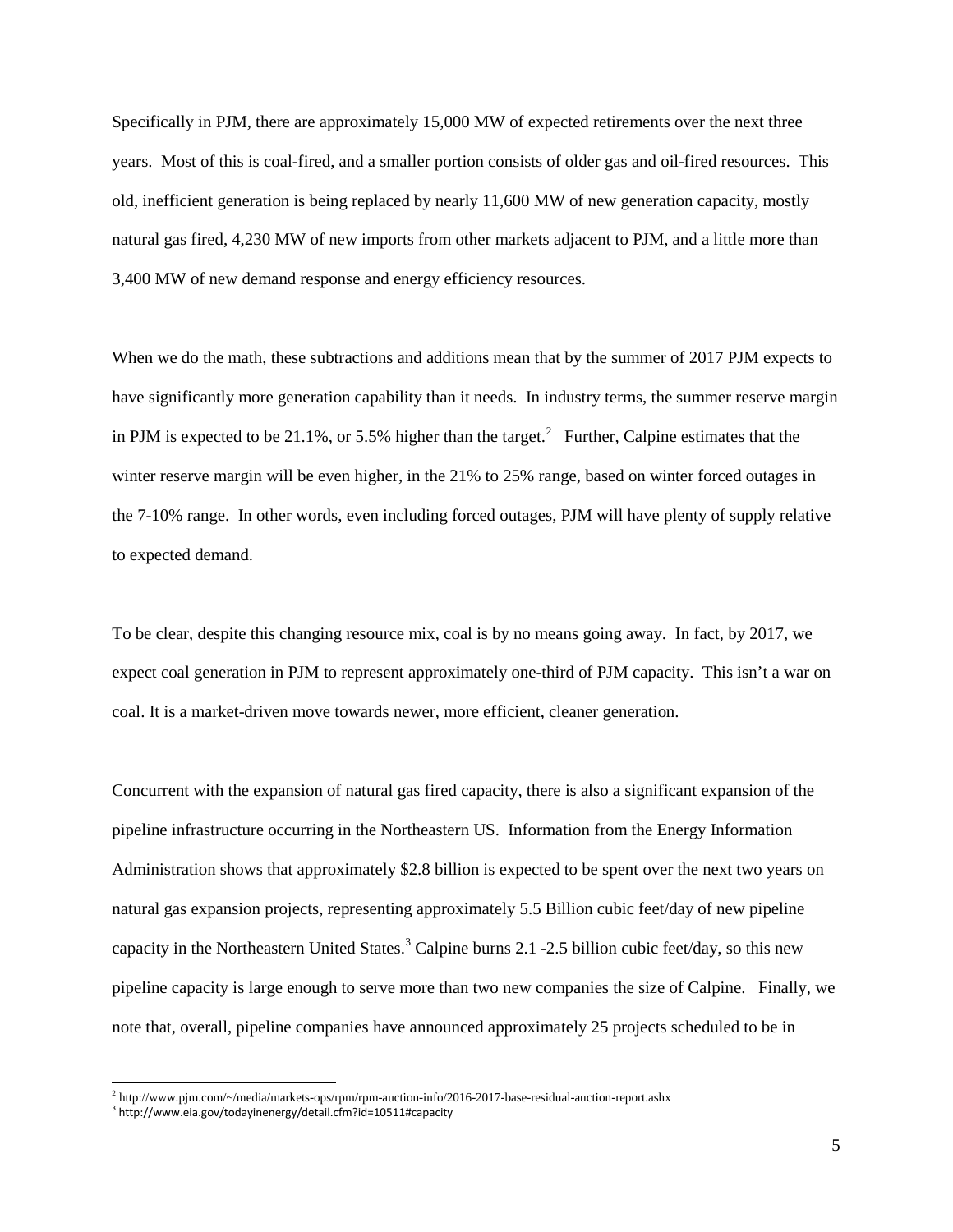Specifically in PJM, there are approximately 15,000 MW of expected retirements over the next three years. Most of this is coal-fired, and a smaller portion consists of older gas and oil-fired resources. This old, inefficient generation is being replaced by nearly 11,600 MW of new generation capacity, mostly natural gas fired, 4,230 MW of new imports from other markets adjacent to PJM, and a little more than 3,400 MW of new demand response and energy efficiency resources.

When we do the math, these subtractions and additions mean that by the summer of 2017 PJM expects to have significantly more generation capability than it needs. In industry terms, the summer reserve margin in PJM is expected to be 21.1%, or 5.5% higher than the target.[2] Further, Calpine estimates that the winter reserve margin will be even higher, in the 21% to 25% range, based on winter forced outages in the 7-10% range. In other words, even including forced outages, PJM will have plenty of supply relative to expected demand.

To be clear, despite this changing resource mix, coal is by no means going away. In fact, by 2017, we expect coal generation in PJM to represent approximately one-third of PJM capacity. This isn't a war on coal. It is a market-driven move towards newer, more efficient, cleaner generation.

Concurrent with the expansion of natural gas fired capacity, there is also a significant expansion of the pipeline infrastructure occurring in the Northeastern US. Information from the Energy Information Administration shows that approximately $2.8 billion is expected to be spent over the next two years on natural gas expansion projects, representing approximately 5.5 Billion cubic feet/day of new pipeline capacity in the Northeastern United States.[3] Calpine burns 2.1 -2.5 billion cubic feet/day, so this new pipeline capacity is large enough to serve more than two new companies the size of Calpine. Finally, we note that, overall, pipeline companies have announced approximately 25 projects scheduled to be in

---

[2] http://www.pjm.com/~/media/markets-ops/rpm/rpm-auction-info/2016-2017-base-residual-auction-report.ashx

[3] http://www.eia.gov/todayinenergy/detail.cfm?id=10511#capacity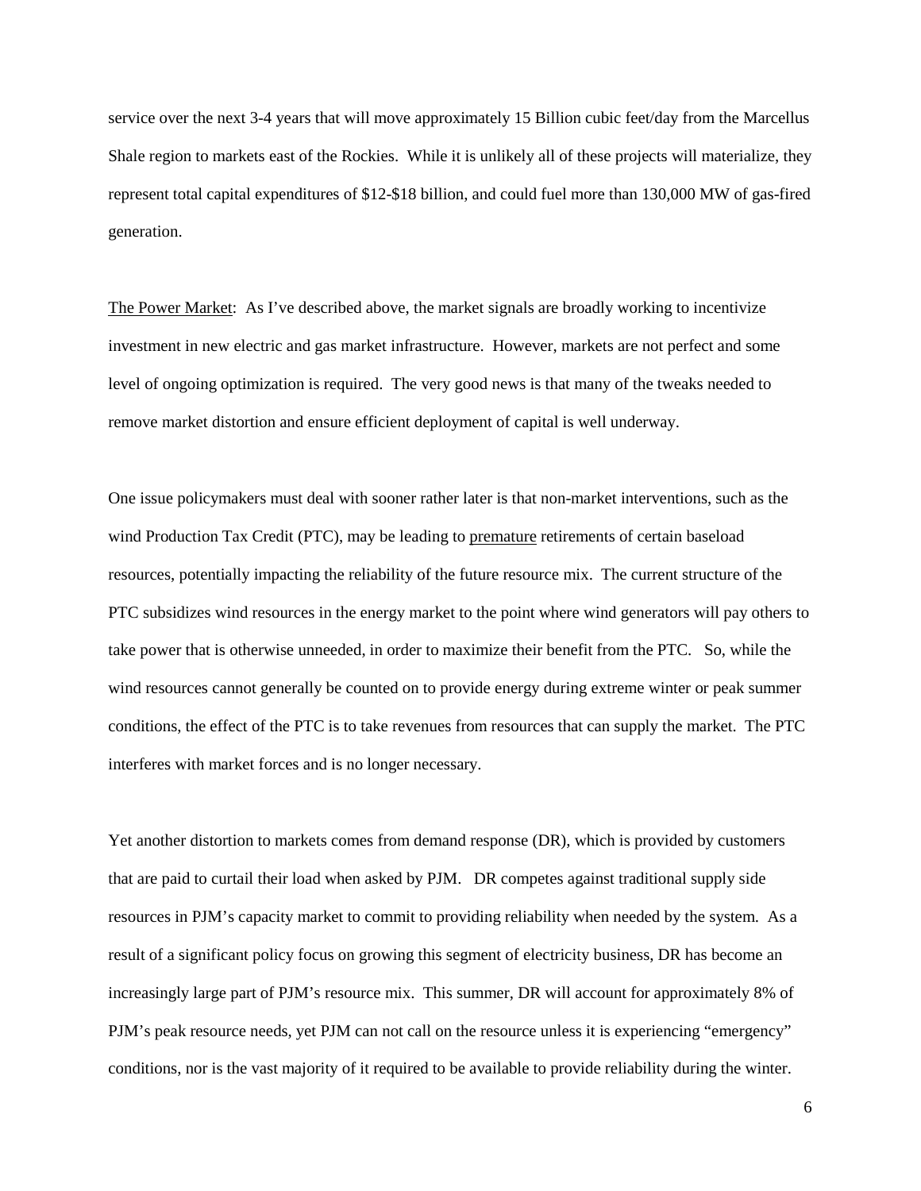service over the next 3-4 years that will move approximately 15 Billion cubic feet/day from the Marcellus Shale region to markets east of the Rockies. While it is unlikely all of these projects will materialize, they represent total capital expenditures of $12-$18 billion, and could fuel more than 130,000 MW of gas-fired generation.

<u>The Power Market</u>: As I've described above, the market signals are broadly working to incentivize investment in new electric and gas market infrastructure. However, markets are not perfect and some level of ongoing optimization is required. The very good news is that many of the tweaks needed to remove market distortion and ensure efficient deployment of capital is well underway.

One issue policymakers must deal with sooner rather later is that non-market interventions, such as the wind Production Tax Credit (PTC), may be leading to <u>premature</u> retirements of certain baseload resources, potentially impacting the reliability of the future resource mix. The current structure of the PTC subsidizes wind resources in the energy market to the point where wind generators will pay others to take power that is otherwise unneeded, in order to maximize their benefit from the PTC. So, while the wind resources cannot generally be counted on to provide energy during extreme winter or peak summer conditions, the effect of the PTC is to take revenues from resources that can supply the market. The PTC interferes with market forces and is no longer necessary.

Yet another distortion to markets comes from demand response (DR), which is provided by customers that are paid to curtail their load when asked by PJM. DR competes against traditional supply side resources in PJM's capacity market to commit to providing reliability when needed by the system. As a result of a significant policy focus on growing this segment of electricity business, DR has become an increasingly large part of PJM's resource mix. This summer, DR will account for approximately 8% of PJM's peak resource needs, yet PJM can not call on the resource unless it is experiencing "emergency" conditions, nor is the vast majority of it required to be available to provide reliability during the winter.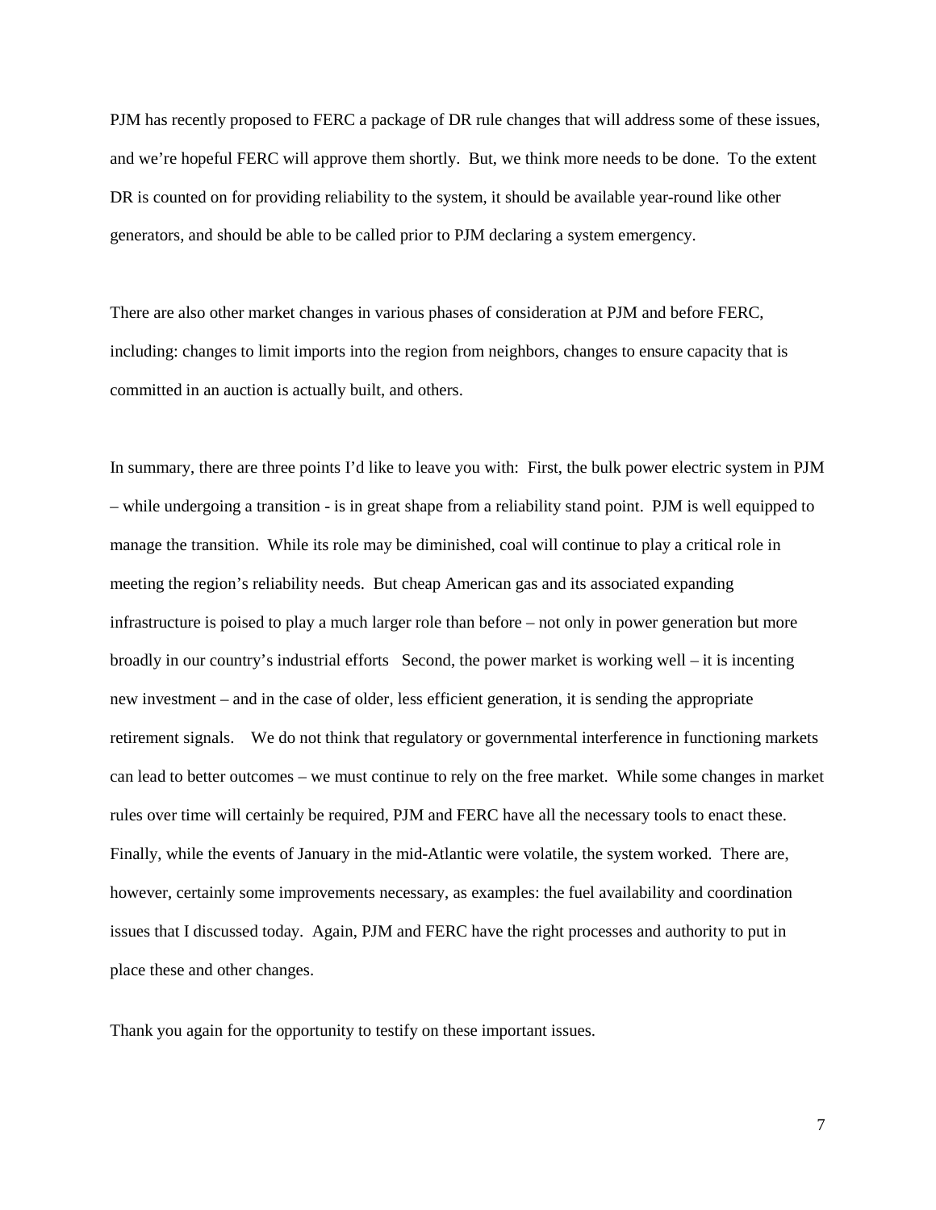PJM has recently proposed to FERC a package of DR rule changes that will address some of these issues, and we're hopeful FERC will approve them shortly. But, we think more needs to be done. To the extent DR is counted on for providing reliability to the system, it should be available year-round like other generators, and should be able to be called prior to PJM declaring a system emergency.

There are also other market changes in various phases of consideration at PJM and before FERC, including: changes to limit imports into the region from neighbors, changes to ensure capacity that is committed in an auction is actually built, and others.

In summary, there are three points I'd like to leave you with: First, the bulk power electric system in PJM – while undergoing a transition - is in great shape from a reliability stand point. PJM is well equipped to manage the transition. While its role may be diminished, coal will continue to play a critical role in meeting the region's reliability needs. But cheap American gas and its associated expanding infrastructure is poised to play a much larger role than before – not only in power generation but more broadly in our country's industrial efforts Second, the power market is working well – it is incenting new investment – and in the case of older, less efficient generation, it is sending the appropriate retirement signals. We do not think that regulatory or governmental interference in functioning markets can lead to better outcomes – we must continue to rely on the free market. While some changes in market rules over time will certainly be required, PJM and FERC have all the necessary tools to enact these. Finally, while the events of January in the mid-Atlantic were volatile, the system worked. There are, however, certainly some improvements necessary, as examples: the fuel availability and coordination issues that I discussed today. Again, PJM and FERC have the right processes and authority to put in place these and other changes.

Thank you again for the opportunity to testify on these important issues.